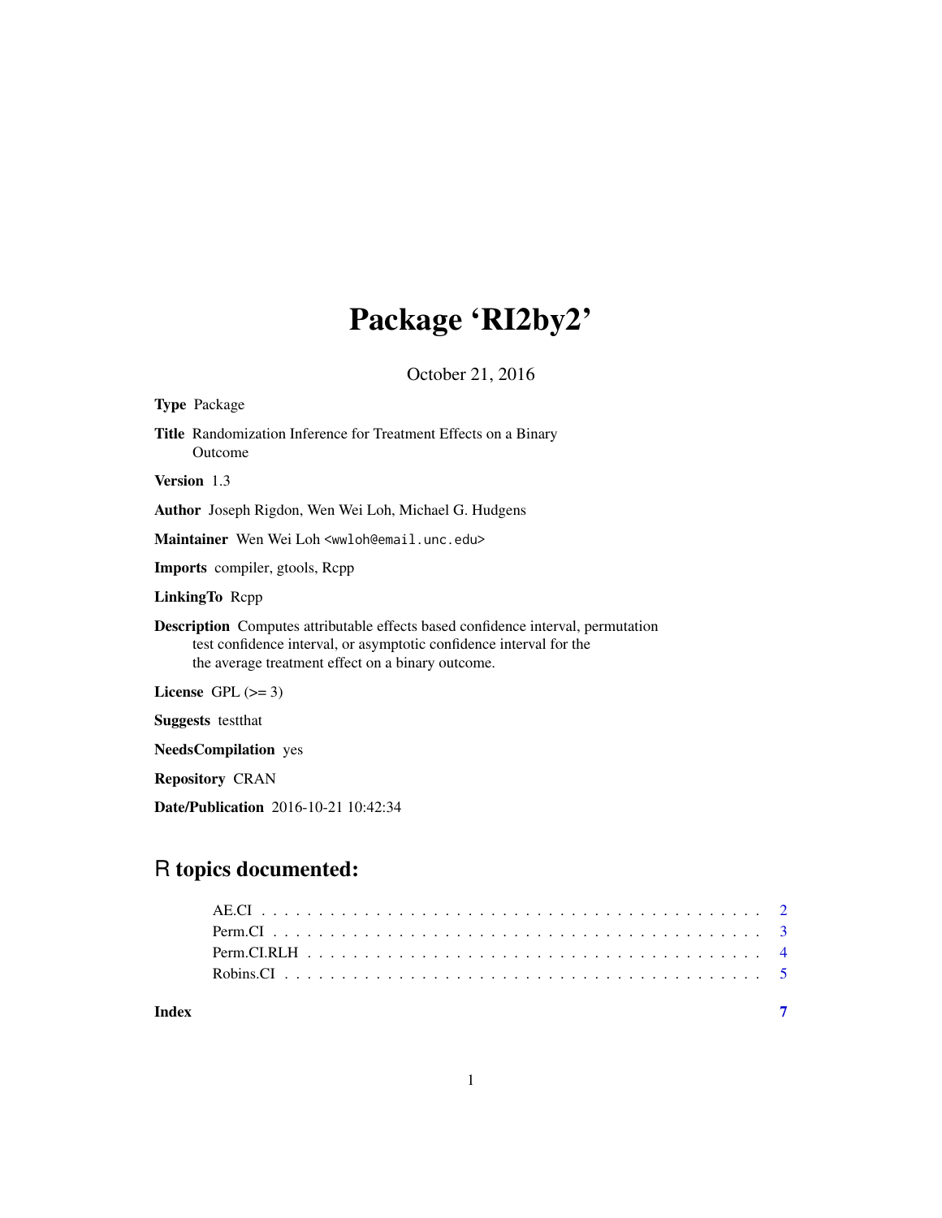# Package 'RI2by2'

October 21, 2016

**Type** Package

**Title** Randomization Inference for Treatment Effects on a Binary Outcome

**Version** 1.3

**Author** Joseph Rigdon, Wen Wei Loh, Michael G. Hudgens

**Maintainer** Wen Wei Loh <wwloh@email.unc.edu>

**Imports** compiler, gtools, Rcpp

**LinkingTo** Rcpp

**Description** Computes attributable effects based confidence interval, permutation test confidence interval, or asymptotic confidence interval for the the average treatment effect on a binary outcome.

**License** GPL (>= 3)

**Suggests** testthat

**NeedsCompilation** yes

**Repository** CRAN

**Date/Publication** 2016-10-21 10:42:34

## R topics documented:

AE.CI . . . . . . . . . . . . . . . . . . . . . . . . . . . . . . . . . . . . . . . . . . 2
Perm.CI . . . . . . . . . . . . . . . . . . . . . . . . . . . . . . . . . . . . . . . . . 3
Perm.CI.RLH . . . . . . . . . . . . . . . . . . . . . . . . . . . . . . . . . . . . . . 4
Robins.CI . . . . . . . . . . . . . . . . . . . . . . . . . . . . . . . . . . . . . . . . 5

**Index** 7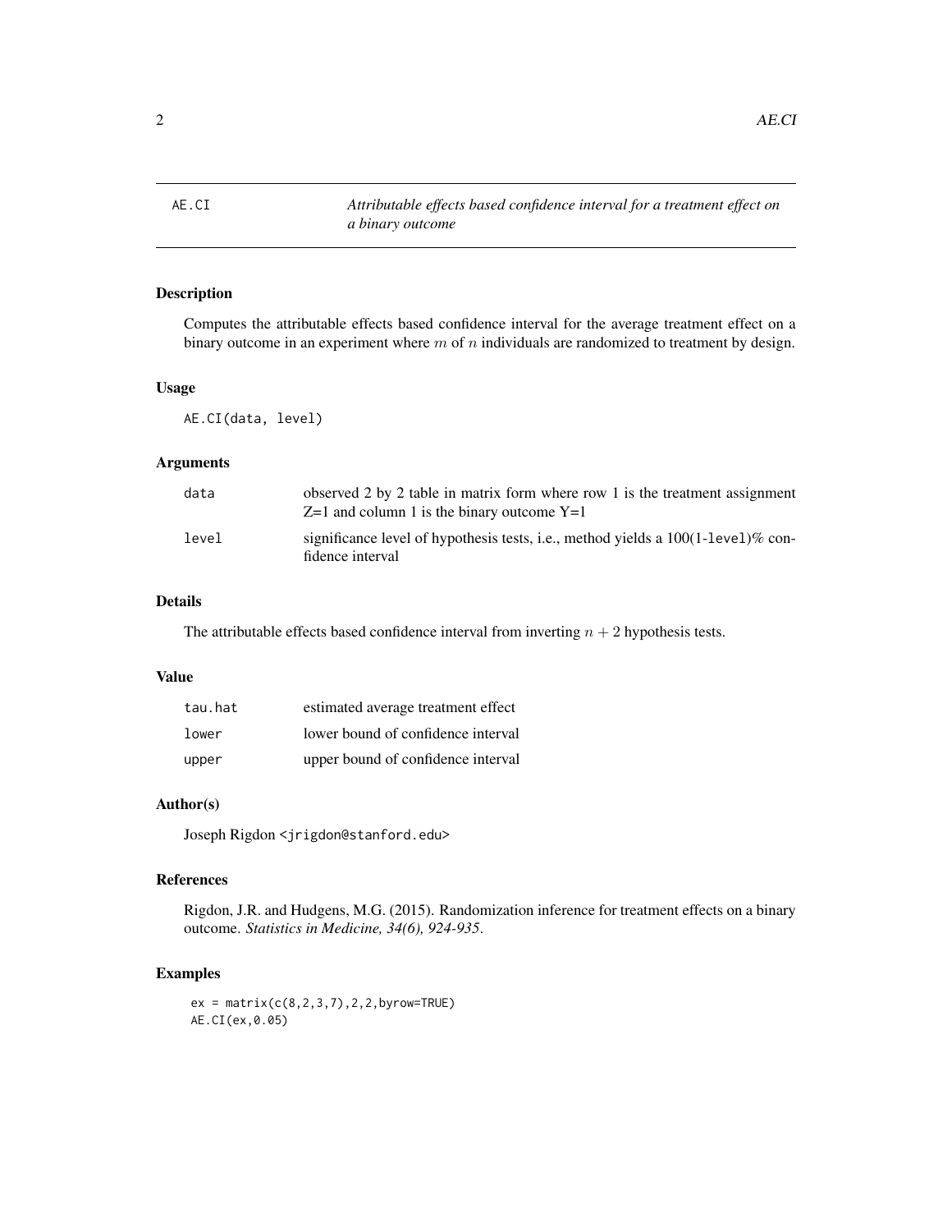AE.CI — *Attributable effects based confidence interval for a treatment effect on a binary outcome*

## Description

Computes the attributable effects based confidence interval for the average treatment effect on a binary outcome in an experiment where $m$ of $n$ individuals are randomized to treatment by design.

## Usage

```
AE.CI(data, level)
```

## Arguments

| | |
|---|---|
| data | observed 2 by 2 table in matrix form where row 1 is the treatment assignment Z=1 and column 1 is the binary outcome Y=1 |
| level | significance level of hypothesis tests, i.e., method yields a 100(1-`level`)% confidence interval |

## Details

The attributable effects based confidence interval from inverting $n + 2$ hypothesis tests.

## Value

| | |
|---|---|
| tau.hat | estimated average treatment effect |
| lower | lower bound of confidence interval |
| upper | upper bound of confidence interval |

## Author(s)

Joseph Rigdon <jrigdon@stanford.edu>

## References

Rigdon, J.R. and Hudgens, M.G. (2015). Randomization inference for treatment effects on a binary outcome. *Statistics in Medicine, 34(6), 924-935*.

## Examples

```
ex = matrix(c(8,2,3,7),2,2,byrow=TRUE)
AE.CI(ex,0.05)
```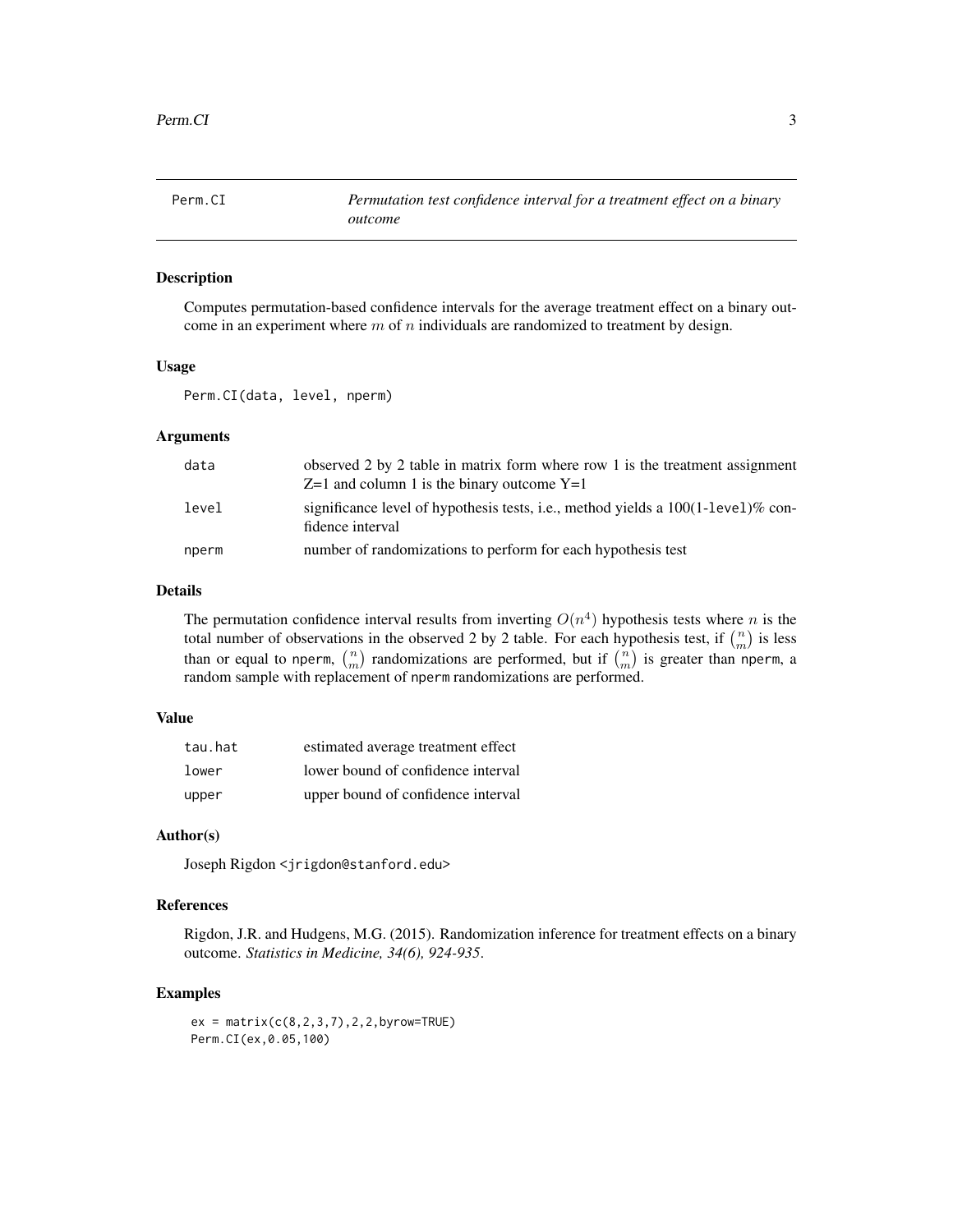Perm.CI | *Permutation test confidence interval for a treatment effect on a binary outcome*

## Description

Computes permutation-based confidence intervals for the average treatment effect on a binary outcome in an experiment where $m$ of $n$ individuals are randomized to treatment by design.

## Usage

```
Perm.CI(data, level, nperm)
```

## Arguments

| | |
|---|---|
| data | observed 2 by 2 table in matrix form where row 1 is the treatment assignment Z=1 and column 1 is the binary outcome Y=1 |
| level | significance level of hypothesis tests, i.e., method yields a 100(1-level)% confidence interval |
| nperm | number of randomizations to perform for each hypothesis test |

## Details

The permutation confidence interval results from inverting $O(n^4)$ hypothesis tests where $n$ is the total number of observations in the observed 2 by 2 table. For each hypothesis test, if $\binom{n}{m}$ is less than or equal to nperm, $\binom{n}{m}$ randomizations are performed, but if $\binom{n}{m}$ is greater than nperm, a random sample with replacement of nperm randomizations are performed.

## Value

| | |
|---|---|
| tau.hat | estimated average treatment effect |
| lower | lower bound of confidence interval |
| upper | upper bound of confidence interval |

## Author(s)

Joseph Rigdon <jrigdon@stanford.edu>

## References

Rigdon, J.R. and Hudgens, M.G. (2015). Randomization inference for treatment effects on a binary outcome. *Statistics in Medicine, 34(6), 924-935*.

## Examples

```
ex = matrix(c(8,2,3,7),2,2,byrow=TRUE)
Perm.CI(ex,0.05,100)
```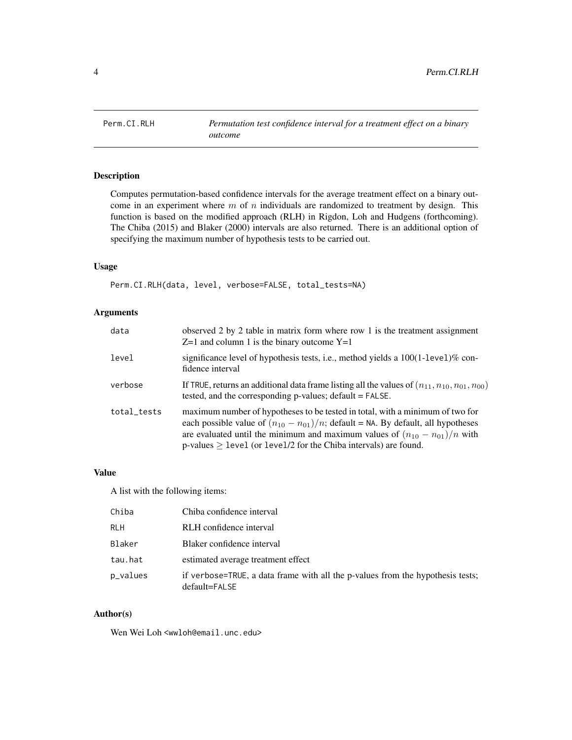Perm.CI.RLH *Permutation test confidence interval for a treatment effect on a binary outcome*

## Description

Computes permutation-based confidence intervals for the average treatment effect on a binary outcome in an experiment where $m$ of $n$ individuals are randomized to treatment by design. This function is based on the modified approach (RLH) in Rigdon, Loh and Hudgens (forthcoming). The Chiba (2015) and Blaker (2000) intervals are also returned. There is an additional option of specifying the maximum number of hypothesis tests to be carried out.

## Usage

```
Perm.CI.RLH(data, level, verbose=FALSE, total_tests=NA)
```

## Arguments

| | |
|---|---|
| data | observed 2 by 2 table in matrix form where row 1 is the treatment assignment Z=1 and column 1 is the binary outcome Y=1 |
| level | significance level of hypothesis tests, i.e., method yields a 100(1-level)% confidence interval |
| verbose | If TRUE, returns an additional data frame listing all the values of $(n_{11}, n_{10}, n_{01}, n_{00})$ tested, and the corresponding p-values; default = FALSE. |
| total_tests | maximum number of hypotheses to be tested in total, with a minimum of two for each possible value of $(n_{10} - n_{01})/n$; default = NA. By default, all hypotheses are evaluated until the minimum and maximum values of $(n_{10} - n_{01})/n$ with p-values $\geq$ level (or level/2 for the Chiba intervals) are found. |

## Value

A list with the following items:

| | |
|---|---|
| Chiba | Chiba confidence interval |
| RLH | RLH confidence interval |
| Blaker | Blaker confidence interval |
| tau.hat | estimated average treatment effect |
| p_values | if verbose=TRUE, a data frame with all the p-values from the hypothesis tests; default=FALSE |

## Author(s)

Wen Wei Loh <wwloh@email.unc.edu>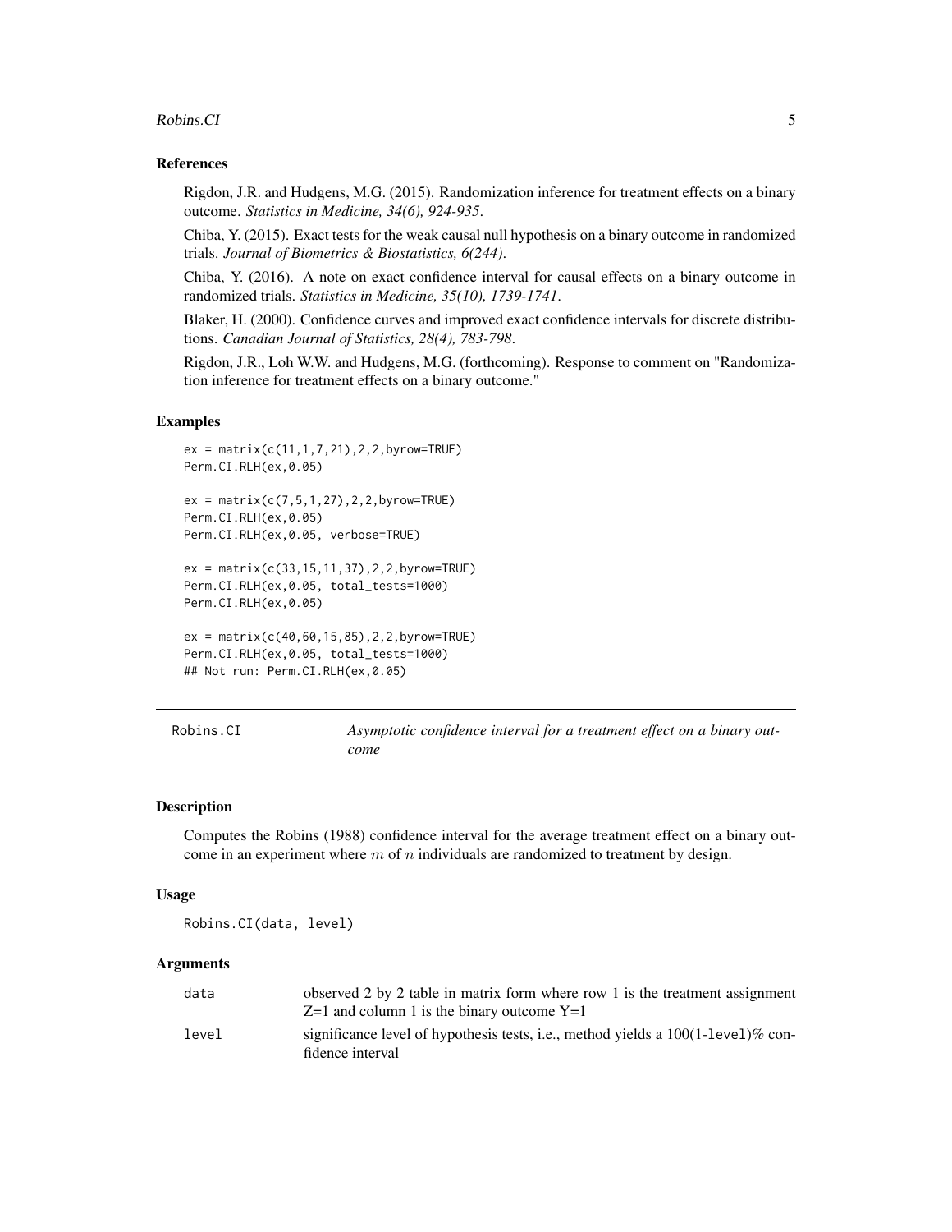### References

Rigdon, J.R. and Hudgens, M.G. (2015). Randomization inference for treatment effects on a binary outcome. *Statistics in Medicine, 34(6), 924-935*.

Chiba, Y. (2015). Exact tests for the weak causal null hypothesis on a binary outcome in randomized trials. *Journal of Biometrics & Biostatistics, 6(244)*.

Chiba, Y. (2016). A note on exact confidence interval for causal effects on a binary outcome in randomized trials. *Statistics in Medicine, 35(10), 1739-1741*.

Blaker, H. (2000). Confidence curves and improved exact confidence intervals for discrete distributions. *Canadian Journal of Statistics, 28(4), 783-798*.

Rigdon, J.R., Loh W.W. and Hudgens, M.G. (forthcoming). Response to comment on "Randomization inference for treatment effects on a binary outcome."

### Examples

```
ex = matrix(c(11,1,7,21),2,2,byrow=TRUE)
Perm.CI.RLH(ex,0.05)

ex = matrix(c(7,5,1,27),2,2,byrow=TRUE)
Perm.CI.RLH(ex,0.05)
Perm.CI.RLH(ex,0.05, verbose=TRUE)

ex = matrix(c(33,15,11,37),2,2,byrow=TRUE)
Perm.CI.RLH(ex,0.05, total_tests=1000)
Perm.CI.RLH(ex,0.05)

ex = matrix(c(40,60,15,85),2,2,byrow=TRUE)
Perm.CI.RLH(ex,0.05, total_tests=1000)
## Not run: Perm.CI.RLH(ex,0.05)
```

---

## Robins.CI — *Asymptotic confidence interval for a treatment effect on a binary outcome*

---

### Description

Computes the Robins (1988) confidence interval for the average treatment effect on a binary outcome in an experiment where $m$ of $n$ individuals are randomized to treatment by design.

### Usage

```
Robins.CI(data, level)
```

### Arguments

| | |
|---|---|
| data | observed 2 by 2 table in matrix form where row 1 is the treatment assignment Z=1 and column 1 is the binary outcome Y=1 |
| level | significance level of hypothesis tests, i.e., method yields a 100(1-level)% confidence interval |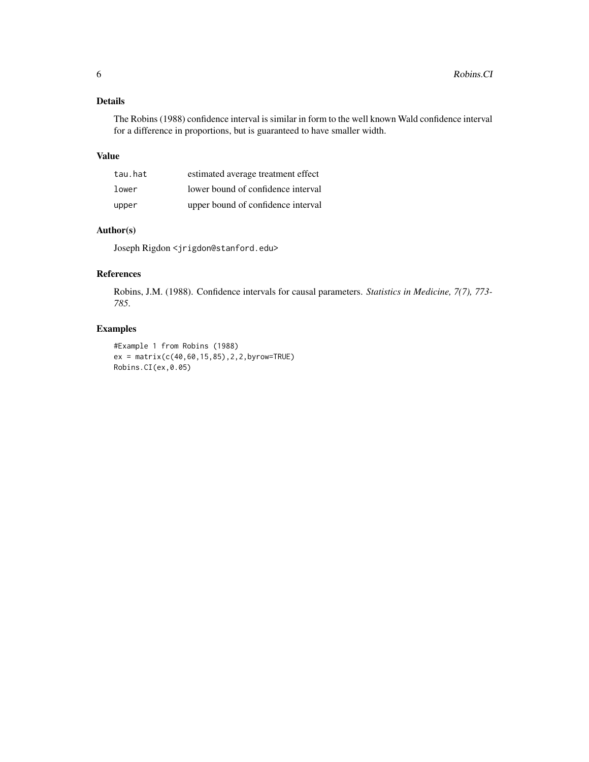## Details

The Robins (1988) confidence interval is similar in form to the well known Wald confidence interval for a difference in proportions, but is guaranteed to have smaller width.

## Value

| | |
|---|---|
| `tau.hat` | estimated average treatment effect |
| `lower` | lower bound of confidence interval |
| `upper` | upper bound of confidence interval |

## Author(s)

Joseph Rigdon <jrigdon@stanford.edu>

## References

Robins, J.M. (1988). Confidence intervals for causal parameters. *Statistics in Medicine, 7(7), 773-785.*

## Examples

```
#Example 1 from Robins (1988)
ex = matrix(c(40,60,15,85),2,2,byrow=TRUE)
Robins.CI(ex,0.05)
```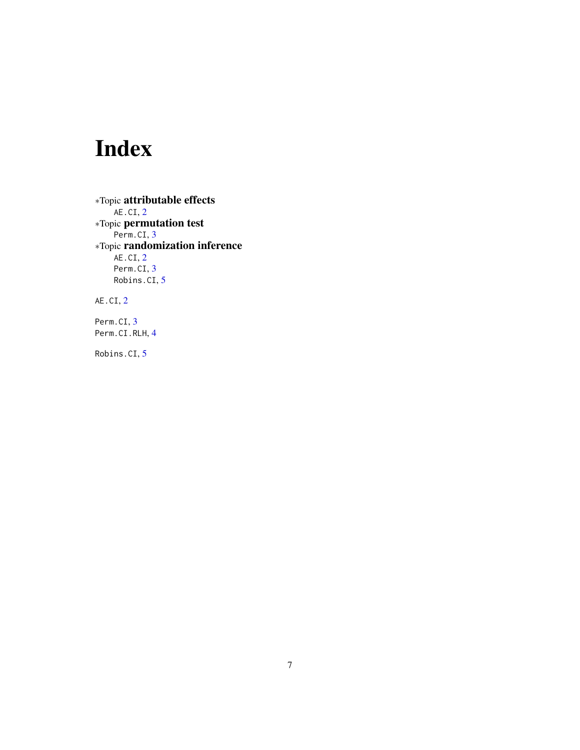# Index

∗Topic **attributable effects**
    AE.CI, 2
∗Topic **permutation test**
    Perm.CI, 3
∗Topic **randomization inference**
    AE.CI, 2
    Perm.CI, 3
    Robins.CI, 5

AE.CI, 2

Perm.CI, 3
Perm.CI.RLH, 4

Robins.CI, 5